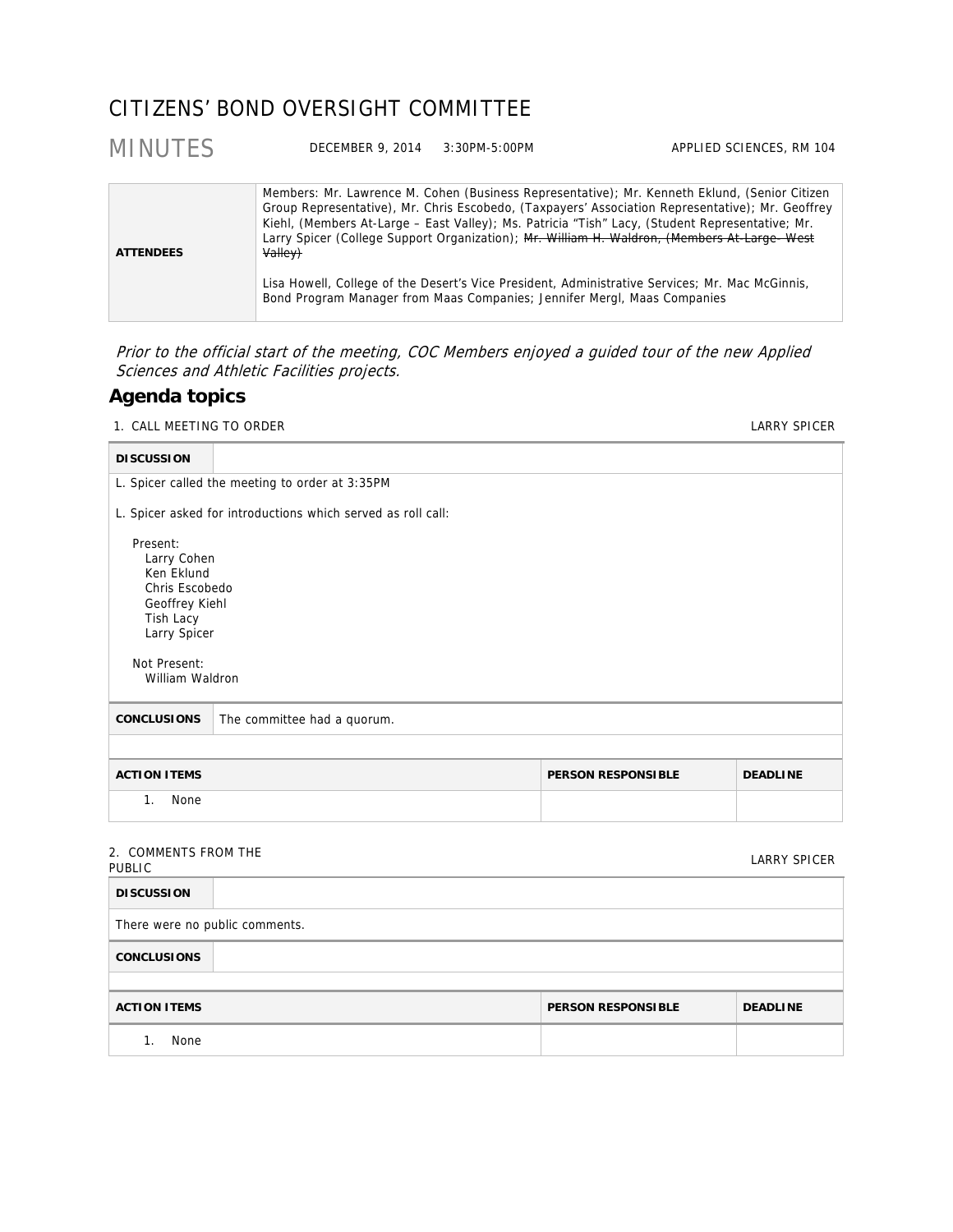# CITIZENS' BOND OVERSIGHT COMMITTEE

## MINUTES

DECEMBER 9, 2014 3:30PM-5:00PM APPLIED SCIENCES, RM 104

| | |
|---|---|
| **ATTENDEES** | Members: Mr. Lawrence M. Cohen (Business Representative); Mr. Kenneth Eklund, (Senior Citizen Group Representative), Mr. Chris Escobedo, (Taxpayers' Association Representative); Mr. Geoffrey Kiehl, (Members At-Large – East Valley); Ms. Patricia "Tish" Lacy, (Student Representative; Mr. Larry Spicer (College Support Organization); ~~Mr. William H. Waldron, (Members At-Large– West Valley)~~<br><br>Lisa Howell, College of the Desert's Vice President, Administrative Services; Mr. Mac McGinnis, Bond Program Manager from Maas Companies; Jennifer Mergl, Maas Companies |

*Prior to the official start of the meeting, COC Members enjoyed a guided tour of the new Applied Sciences and Athletic Facilities projects.*

## Agenda topics

### 1. CALL MEETING TO ORDER — LARRY SPICER

**DISCUSSION**

L. Spicer called the meeting to order at 3:35PM

L. Spicer asked for introductions which served as roll call:

Present:
- Larry Cohen
- Ken Eklund
- Chris Escobedo
- Geoffrey Kiehl
- Tish Lacy
- Larry Spicer

Not Present:
- William Waldron

**CONCLUSIONS** The committee had a quorum.

| ACTION ITEMS | PERSON RESPONSIBLE | DEADLINE |
|---|---|---|
| 1. None | | |

### 2. COMMENTS FROM THE PUBLIC — LARRY SPICER

**DISCUSSION**

There were no public comments.

**CONCLUSIONS**

| ACTION ITEMS | PERSON RESPONSIBLE | DEADLINE |
|---|---|---|
| 1. None | | |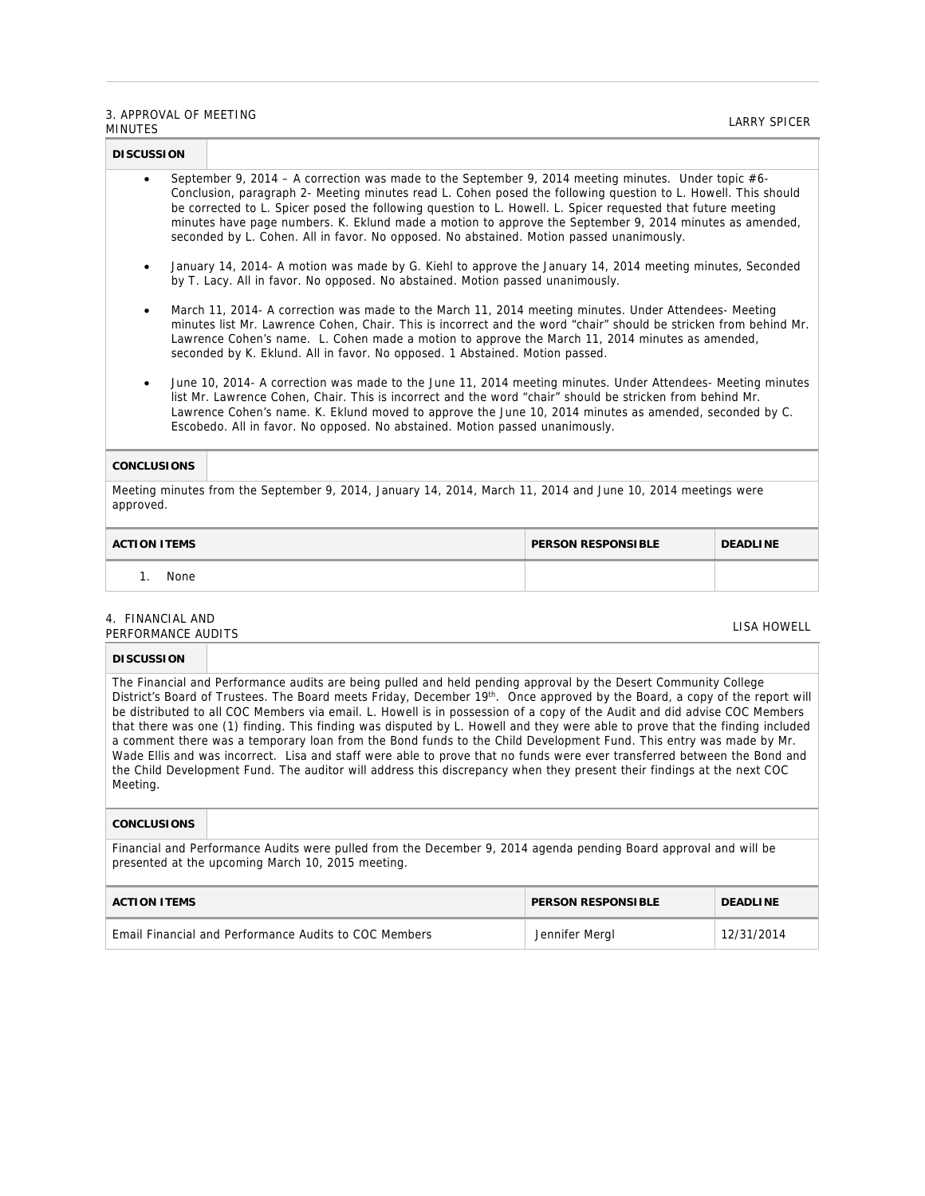## 3. APPROVAL OF MEETING MINUTES — LARRY SPICER

**DISCUSSION**

- September 9, 2014 – A correction was made to the September 9, 2014 meeting minutes. Under topic #6- Conclusion, paragraph 2- Meeting minutes read L. Cohen posed the following question to L. Howell. This should be corrected to L. Spicer posed the following question to L. Howell. L. Spicer requested that future meeting minutes have page numbers. K. Eklund made a motion to approve the September 9, 2014 minutes as amended, seconded by L. Cohen. All in favor. No opposed. No abstained. Motion passed unanimously.

- January 14, 2014- A motion was made by G. Kiehl to approve the January 14, 2014 meeting minutes, Seconded by T. Lacy. All in favor. No opposed. No abstained. Motion passed unanimously.

- March 11, 2014- A correction was made to the March 11, 2014 meeting minutes. Under Attendees- Meeting minutes list Mr. Lawrence Cohen, Chair. This is incorrect and the word "chair" should be stricken from behind Mr. Lawrence Cohen's name. L. Cohen made a motion to approve the March 11, 2014 minutes as amended, seconded by K. Eklund. All in favor. No opposed. 1 Abstained. Motion passed.

- June 10, 2014- A correction was made to the June 11, 2014 meeting minutes. Under Attendees- Meeting minutes list Mr. Lawrence Cohen, Chair. This is incorrect and the word "chair" should be stricken from behind Mr. Lawrence Cohen's name. K. Eklund moved to approve the June 10, 2014 minutes as amended, seconded by C. Escobedo. All in favor. No opposed. No abstained. Motion passed unanimously.

**CONCLUSIONS**

Meeting minutes from the September 9, 2014, January 14, 2014, March 11, 2014 and June 10, 2014 meetings were approved.

| ACTION ITEMS | PERSON RESPONSIBLE | DEADLINE |
| --- | --- | --- |
| 1. None | | |

## 4. FINANCIAL AND PERFORMANCE AUDITS — LISA HOWELL

**DISCUSSION**

The Financial and Performance audits are being pulled and held pending approval by the Desert Community College District's Board of Trustees. The Board meets Friday, December 19th. Once approved by the Board, a copy of the report will be distributed to all COC Members via email. L. Howell is in possession of a copy of the Audit and did advise COC Members that there was one (1) finding. This finding was disputed by L. Howell and they were able to prove that the finding included a comment there was a temporary loan from the Bond funds to the Child Development Fund. This entry was made by Mr. Wade Ellis and was incorrect. Lisa and staff were able to prove that no funds were ever transferred between the Bond and the Child Development Fund. The auditor will address this discrepancy when they present their findings at the next COC Meeting.

**CONCLUSIONS**

Financial and Performance Audits were pulled from the December 9, 2014 agenda pending Board approval and will be presented at the upcoming March 10, 2015 meeting.

| ACTION ITEMS | PERSON RESPONSIBLE | DEADLINE |
| --- | --- | --- |
| Email Financial and Performance Audits to COC Members | Jennifer Mergl | 12/31/2014 |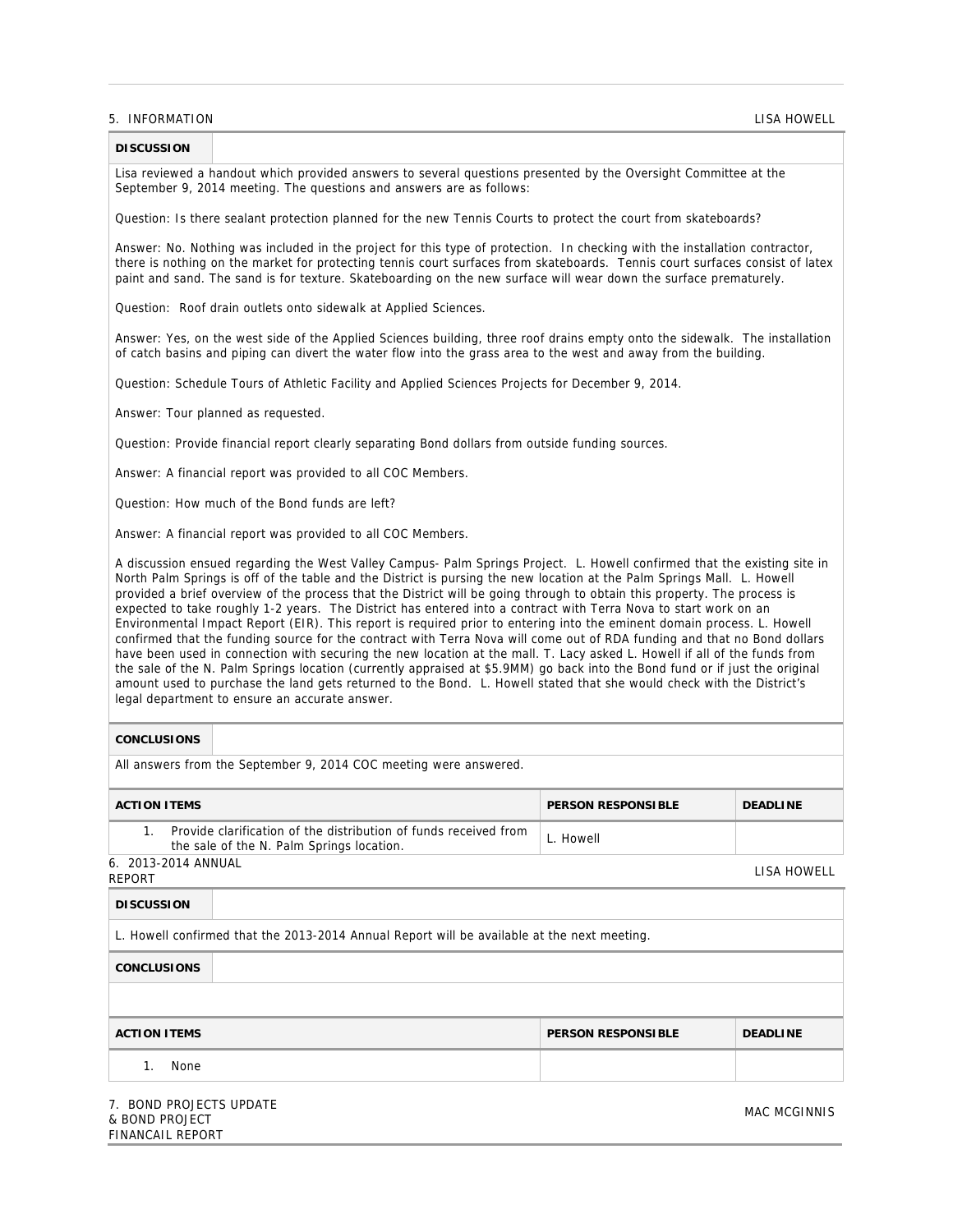## 5. INFORMATION — LISA HOWELL

**DISCUSSION**

Lisa reviewed a handout which provided answers to several questions presented by the Oversight Committee at the September 9, 2014 meeting. The questions and answers are as follows:

Question: Is there sealant protection planned for the new Tennis Courts to protect the court from skateboards?

Answer: No. Nothing was included in the project for this type of protection. In checking with the installation contractor, there is nothing on the market for protecting tennis court surfaces from skateboards. Tennis court surfaces consist of latex paint and sand. The sand is for texture. Skateboarding on the new surface will wear down the surface prematurely.

Question: Roof drain outlets onto sidewalk at Applied Sciences.

Answer: Yes, on the west side of the Applied Sciences building, three roof drains empty onto the sidewalk. The installation of catch basins and piping can divert the water flow into the grass area to the west and away from the building.

Question: Schedule Tours of Athletic Facility and Applied Sciences Projects for December 9, 2014.

Answer: Tour planned as requested.

Question: Provide financial report clearly separating Bond dollars from outside funding sources.

Answer: A financial report was provided to all COC Members.

Question: How much of the Bond funds are left?

Answer: A financial report was provided to all COC Members.

A discussion ensued regarding the West Valley Campus- Palm Springs Project. L. Howell confirmed that the existing site in North Palm Springs is off of the table and the District is pursing the new location at the Palm Springs Mall. L. Howell provided a brief overview of the process that the District will be going through to obtain this property. The process is expected to take roughly 1-2 years. The District has entered into a contract with Terra Nova to start work on an Environmental Impact Report (EIR). This report is required prior to entering into the eminent domain process. L. Howell confirmed that the funding source for the contract with Terra Nova will come out of RDA funding and that no Bond dollars have been used in connection with securing the new location at the mall. T. Lacy asked L. Howell if all of the funds from the sale of the N. Palm Springs location (currently appraised at $5.9MM) go back into the Bond fund or if just the original amount used to purchase the land gets returned to the Bond. L. Howell stated that she would check with the District's legal department to ensure an accurate answer.

**CONCLUSIONS**

All answers from the September 9, 2014 COC meeting were answered.

| ACTION ITEMS | PERSON RESPONSIBLE | DEADLINE |
|---|---|---|
| 1. Provide clarification of the distribution of funds received from the sale of the N. Palm Springs location. | L. Howell | |

## 6. 2013-2014 ANNUAL REPORT — LISA HOWELL

**DISCUSSION**

L. Howell confirmed that the 2013-2014 Annual Report will be available at the next meeting.

**CONCLUSIONS**

| ACTION ITEMS | PERSON RESPONSIBLE | DEADLINE |
|---|---|---|
| 1. None | | |

## 7. BOND PROJECTS UPDATE & BOND PROJECT FINANCAIL REPORT — MAC MCGINNIS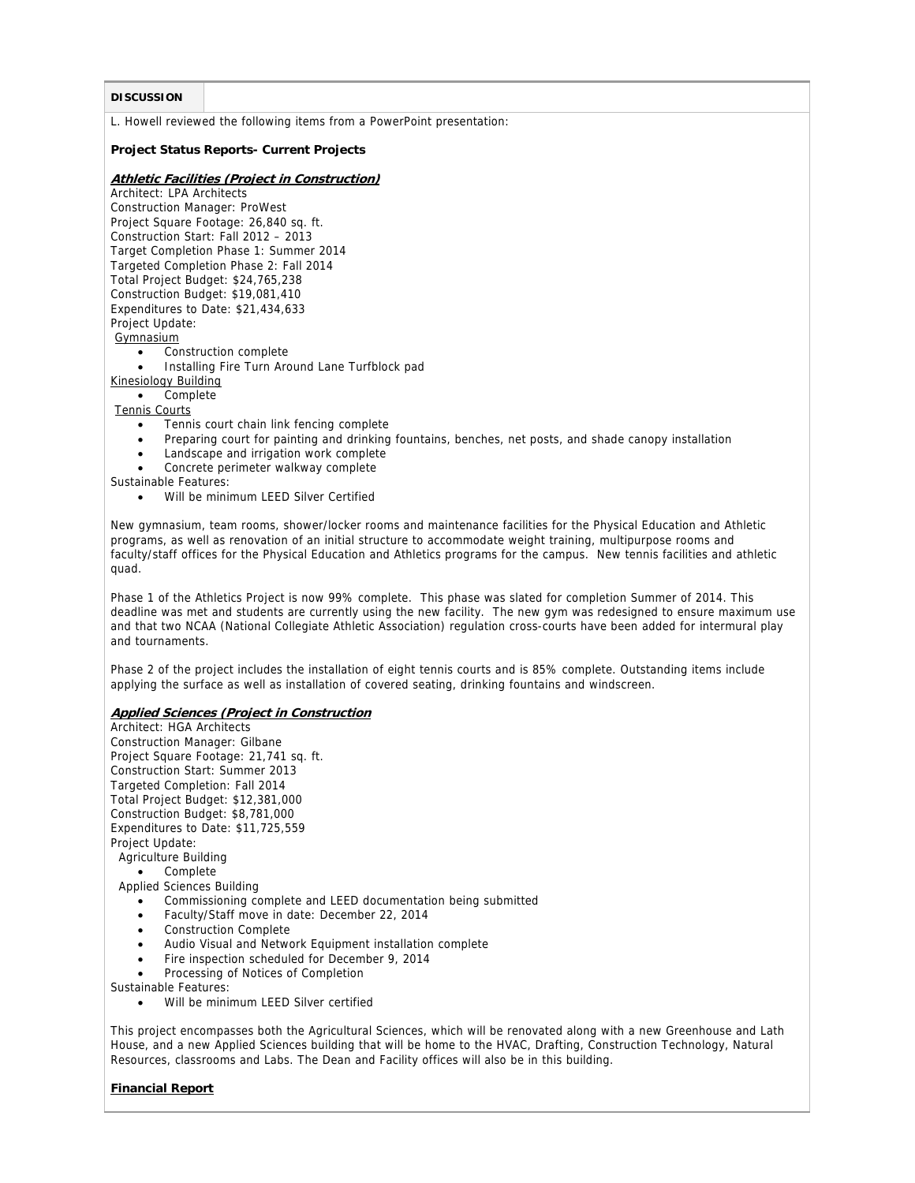**DISCUSSION**

L. Howell reviewed the following items from a PowerPoint presentation:

**Project Status Reports- Current Projects**

***Athletic Facilities (Project in Construction)***

Architect: LPA Architects
Construction Manager: ProWest
Project Square Footage: 26,840 sq. ft.
Construction Start: Fall 2012 – 2013
Target Completion Phase 1: Summer 2014
Targeted Completion Phase 2: Fall 2014
Total Project Budget: $24,765,238
Construction Budget: $19,081,410
Expenditures to Date: $21,434,633
Project Update:

Gymnasium

- Construction complete
- Installing Fire Turn Around Lane Turfblock pad

Kinesiology Building

- Complete

Tennis Courts

- Tennis court chain link fencing complete
- Preparing court for painting and drinking fountains, benches, net posts, and shade canopy installation
- Landscape and irrigation work complete
- Concrete perimeter walkway complete

Sustainable Features:

- Will be minimum LEED Silver Certified

New gymnasium, team rooms, shower/locker rooms and maintenance facilities for the Physical Education and Athletic programs, as well as renovation of an initial structure to accommodate weight training, multipurpose rooms and faculty/staff offices for the Physical Education and Athletics programs for the campus. New tennis facilities and athletic quad.

Phase 1 of the Athletics Project is now 99% complete. This phase was slated for completion Summer of 2014. This deadline was met and students are currently using the new facility. The new gym was redesigned to ensure maximum use and that two NCAA (National Collegiate Athletic Association) regulation cross-courts have been added for intermural play and tournaments.

Phase 2 of the project includes the installation of eight tennis courts and is 85% complete. Outstanding items include applying the surface as well as installation of covered seating, drinking fountains and windscreen.

***Applied Sciences (Project in Construction***

Architect: HGA Architects
Construction Manager: Gilbane
Project Square Footage: 21,741 sq. ft.
Construction Start: Summer 2013
Targeted Completion: Fall 2014
Total Project Budget: $12,381,000
Construction Budget: $8,781,000
Expenditures to Date: $11,725,559
Project Update:

Agriculture Building

- Complete

Applied Sciences Building

- Commissioning complete and LEED documentation being submitted
- Faculty/Staff move in date: December 22, 2014
- Construction Complete
- Audio Visual and Network Equipment installation complete
- Fire inspection scheduled for December 9, 2014
- Processing of Notices of Completion

Sustainable Features:

- Will be minimum LEED Silver certified

This project encompasses both the Agricultural Sciences, which will be renovated along with a new Greenhouse and Lath House, and a new Applied Sciences building that will be home to the HVAC, Drafting, Construction Technology, Natural Resources, classrooms and Labs. The Dean and Facility offices will also be in this building.

**Financial Report**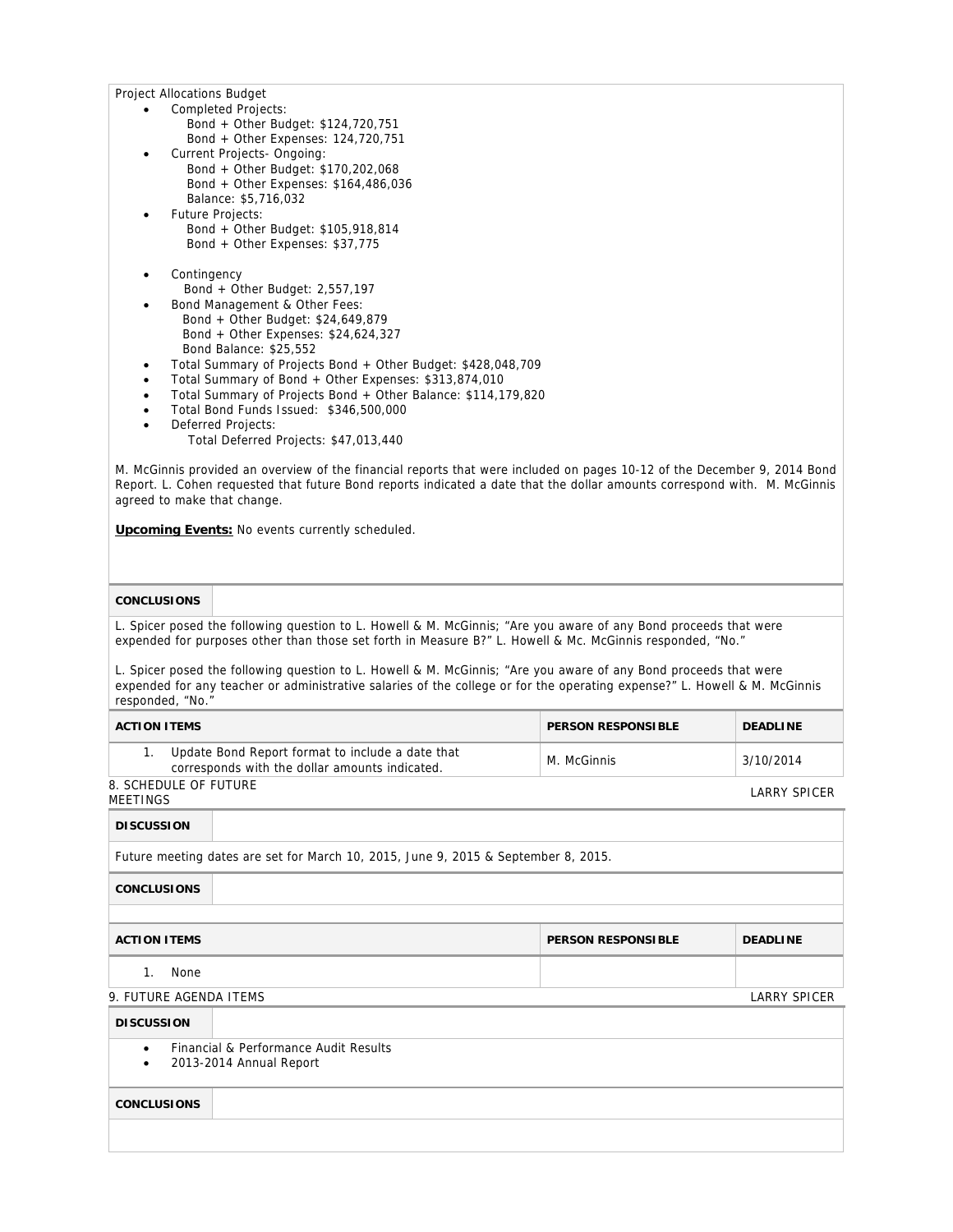Project Allocations Budget

- Completed Projects:
  - Bond + Other Budget: $124,720,751
  - Bond + Other Expenses: 124,720,751
- Current Projects- Ongoing:
  - Bond + Other Budget: $170,202,068
  - Bond + Other Expenses: $164,486,036
  - Balance: $5,716,032
- Future Projects:
  - Bond + Other Budget: $105,918,814
  - Bond + Other Expenses: $37,775
- Contingency
  - Bond + Other Budget: 2,557,197
- Bond Management & Other Fees:
  - Bond + Other Budget: $24,649,879
  - Bond + Other Expenses: $24,624,327
  - Bond Balance: $25,552
- Total Summary of Projects Bond + Other Budget: $428,048,709
- Total Summary of Bond + Other Expenses: $313,874,010
- Total Summary of Projects Bond + Other Balance: $114,179,820
- Total Bond Funds Issued: $346,500,000
- Deferred Projects:
  - Total Deferred Projects: $47,013,440

M. McGinnis provided an overview of the financial reports that were included on pages 10-12 of the December 9, 2014 Bond Report. L. Cohen requested that future Bond reports indicated a date that the dollar amounts correspond with. M. McGinnis agreed to make that change.

**Upcoming Events:** No events currently scheduled.

| CONCLUSIONS |
|---|

L. Spicer posed the following question to L. Howell & M. McGinnis; "Are you aware of any Bond proceeds that were expended for purposes other than those set forth in Measure B?" L. Howell & Mc. McGinnis responded, "No."

L. Spicer posed the following question to L. Howell & M. McGinnis; "Are you aware of any Bond proceeds that were expended for any teacher or administrative salaries of the college or for the operating expense?" L. Howell & M. McGinnis responded, "No."

| ACTION ITEMS | PERSON RESPONSIBLE | DEADLINE |
|---|---|---|
| 1. Update Bond Report format to include a date that corresponds with the dollar amounts indicated. | M. McGinnis | 3/10/2014 |

## 8. SCHEDULE OF FUTURE MEETINGS — LARRY SPICER

| DISCUSSION |
|---|

Future meeting dates are set for March 10, 2015, June 9, 2015 & September 8, 2015.

| CONCLUSIONS |
|---|

| ACTION ITEMS | PERSON RESPONSIBLE | DEADLINE |
|---|---|---|
| 1. None | | |

## 9. FUTURE AGENDA ITEMS — LARRY SPICER

| DISCUSSION |
|---|

- Financial & Performance Audit Results
- 2013-2014 Annual Report

| CONCLUSIONS |
|---|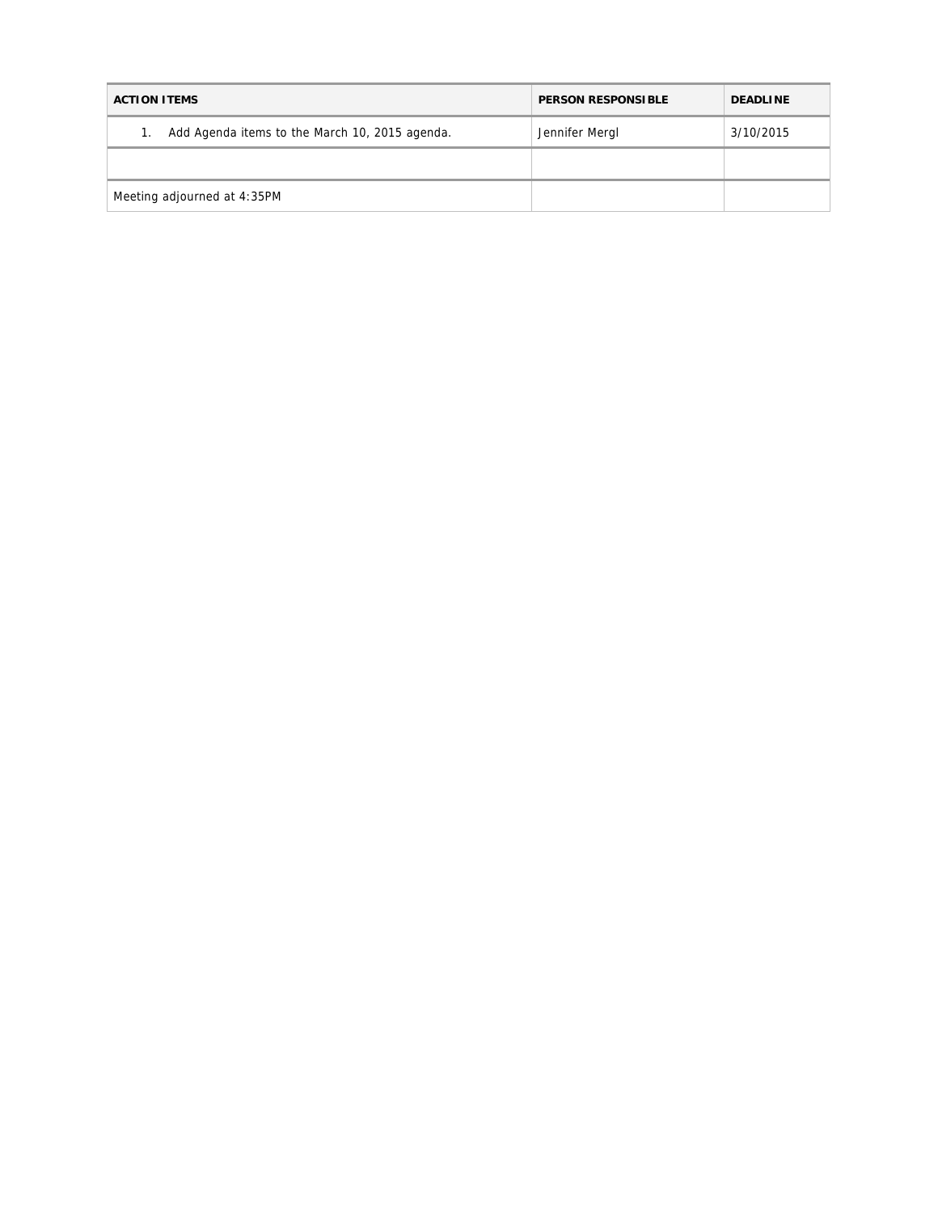| ACTION ITEMS | PERSON RESPONSIBLE | DEADLINE |
|---|---|---|
| 1. Add Agenda items to the March 10, 2015 agenda. | Jennifer Mergl | 3/10/2015 |
| | | |
| Meeting adjourned at 4:35PM | | |